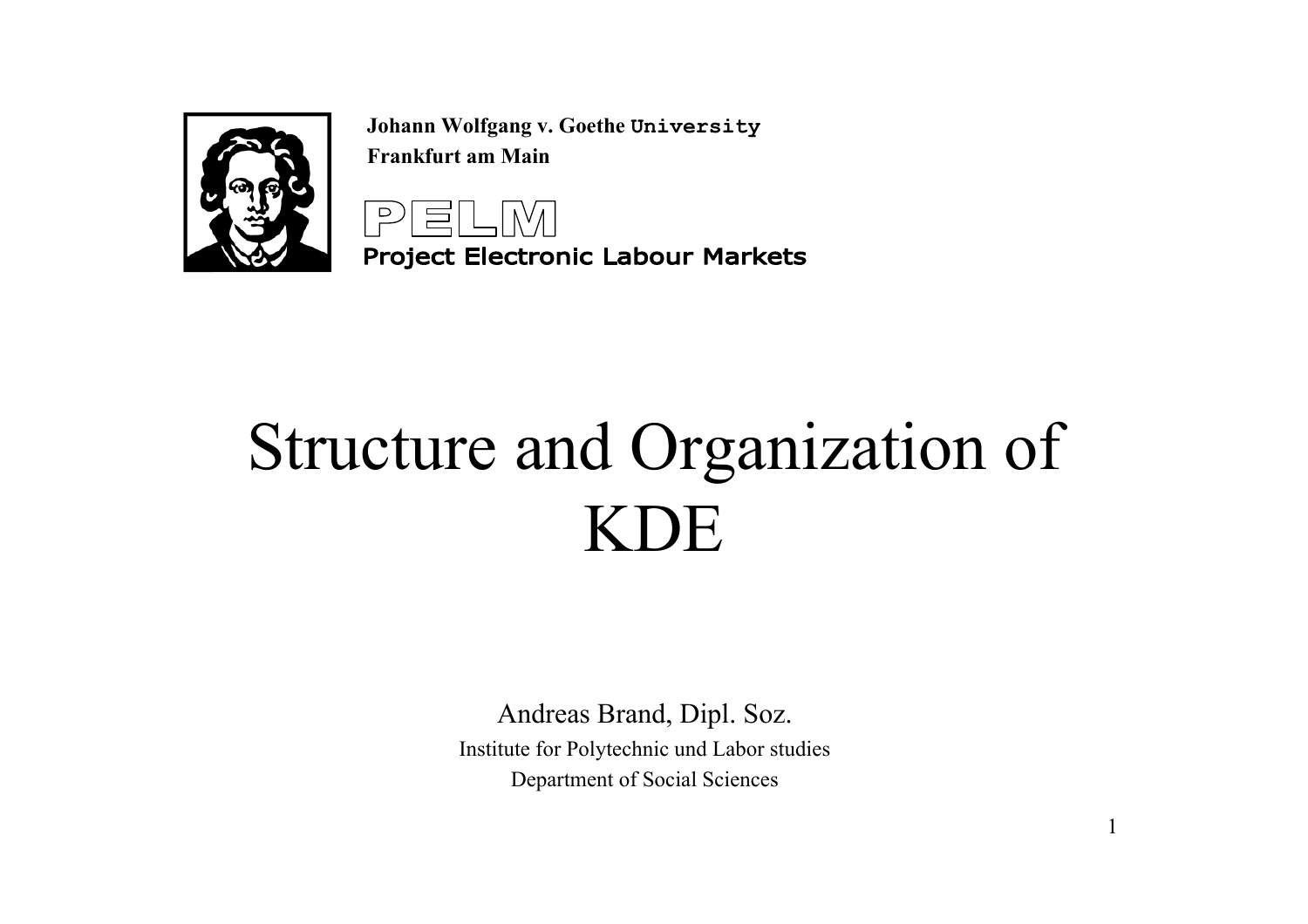**Johann Wolfgang v. Goethe University**
**Frankfurt am Main**

PELM
Project Electronic Labour Markets

# Structure and Organization of KDE

Andreas Brand, Dipl. Soz.

Institute for Polytechnic und Labor studies

Department of Social Sciences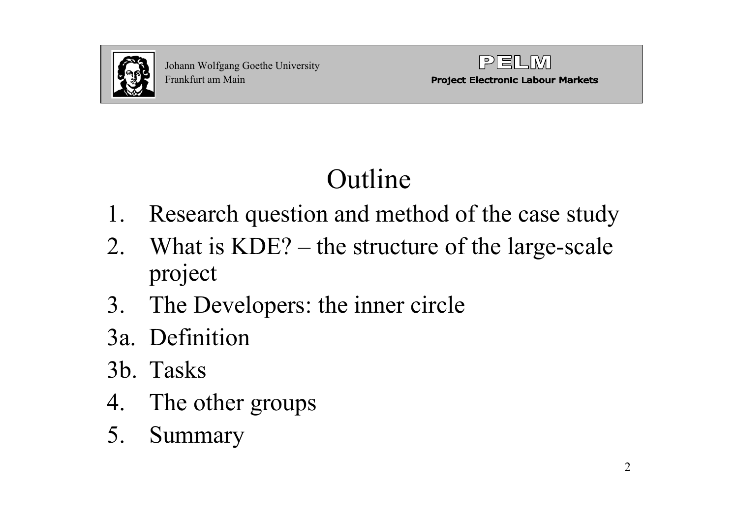# Outline

1. Research question and method of the case study
2. What is KDE? – the structure of the large-scale project
3. The Developers: the inner circle

3a. Definition

3b. Tasks

4. The other groups
5. Summary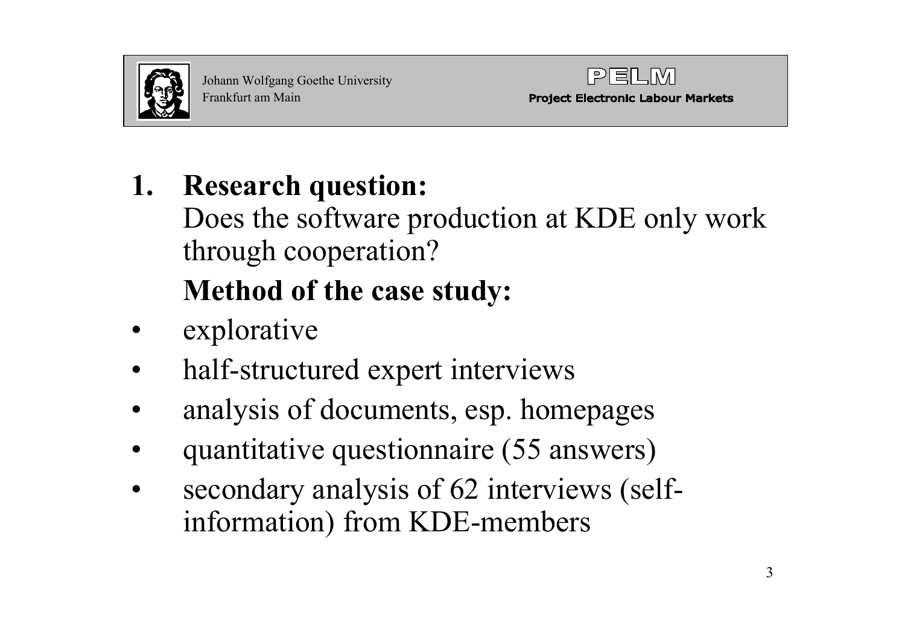1. **Research question:**
   Does the software production at KDE only work through cooperation?

   **Method of the case study:**

- explorative
- half-structured expert interviews
- analysis of documents, esp. homepages
- quantitative questionnaire (55 answers)
- secondary analysis of 62 interviews (self-information) from KDE-members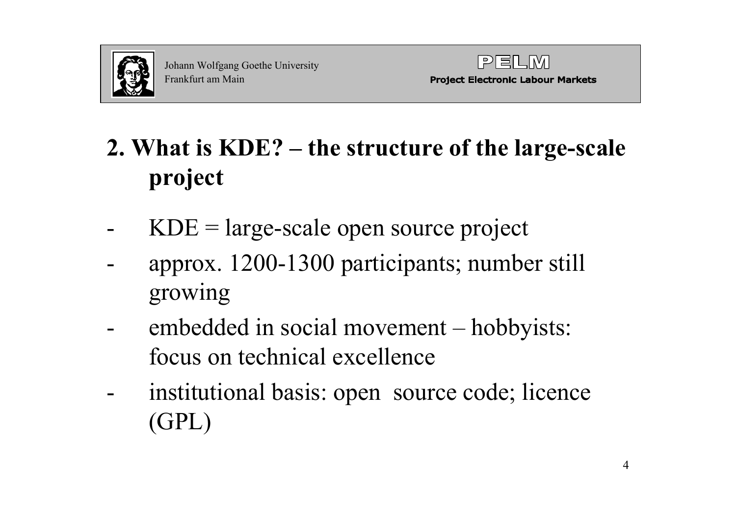## 2. What is KDE? – the structure of the large-scale project

- KDE = large-scale open source project
- approx. 1200-1300 participants; number still growing
- embedded in social movement – hobbyists: focus on technical excellence
- institutional basis: open source code; licence (GPL)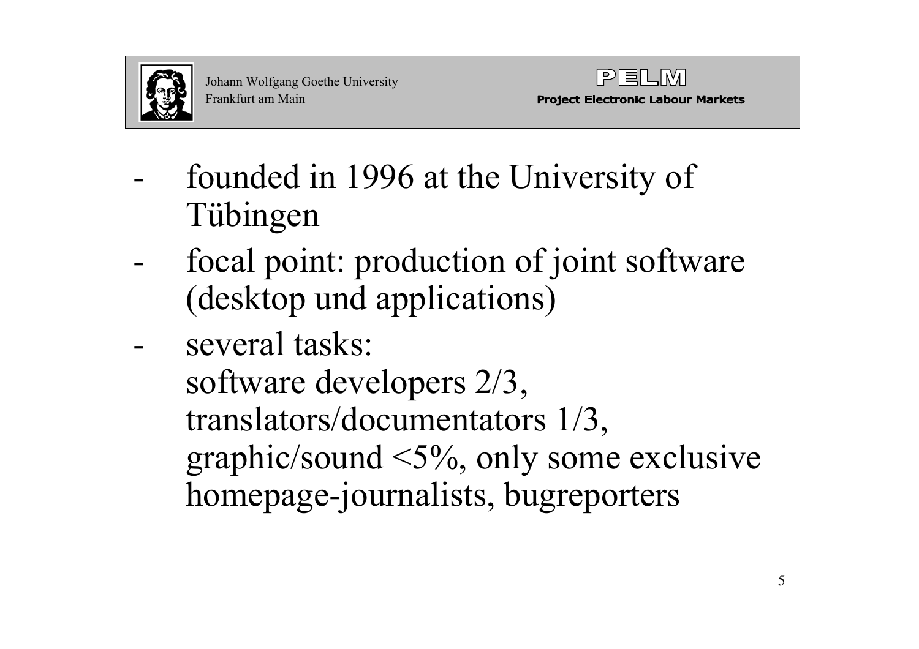- founded in 1996 at the University of Tübingen
- focal point: production of joint software (desktop und applications)
- several tasks:
  software developers 2/3,
  translators/documentators 1/3,
  graphic/sound <5%, only some exclusive homepage-journalists, bugreporters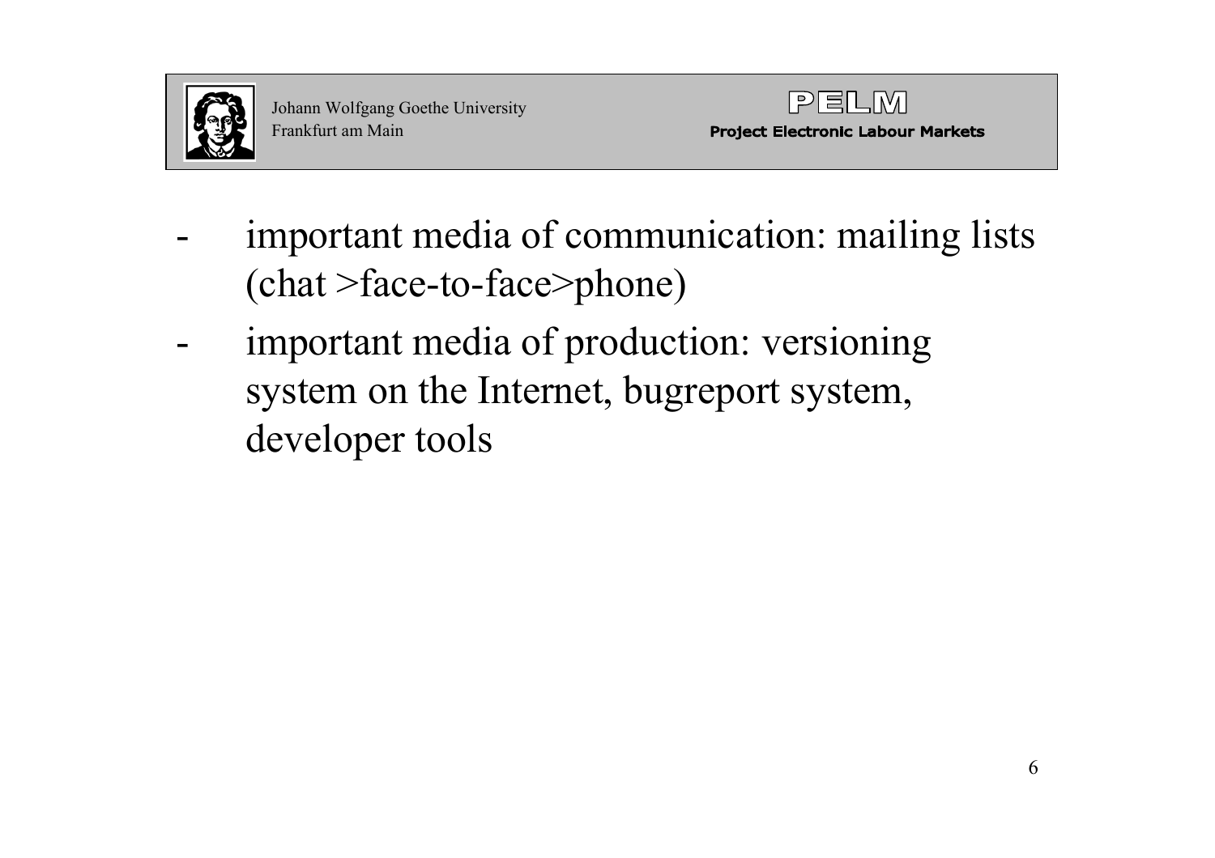- important media of communication: mailing lists (chat >face-to-face>phone)
- important media of production: versioning system on the Internet, bugreport system, developer tools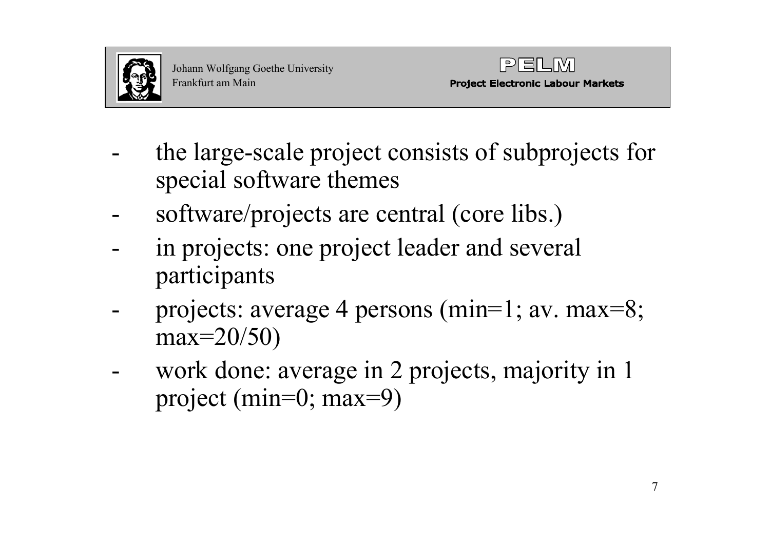- the large-scale project consists of subprojects for special software themes
- software/projects are central (core libs.)
- in projects: one project leader and several participants
- projects: average 4 persons (min=1; av. max=8; max=20/50)
- work done: average in 2 projects, majority in 1 project (min=0; max=9)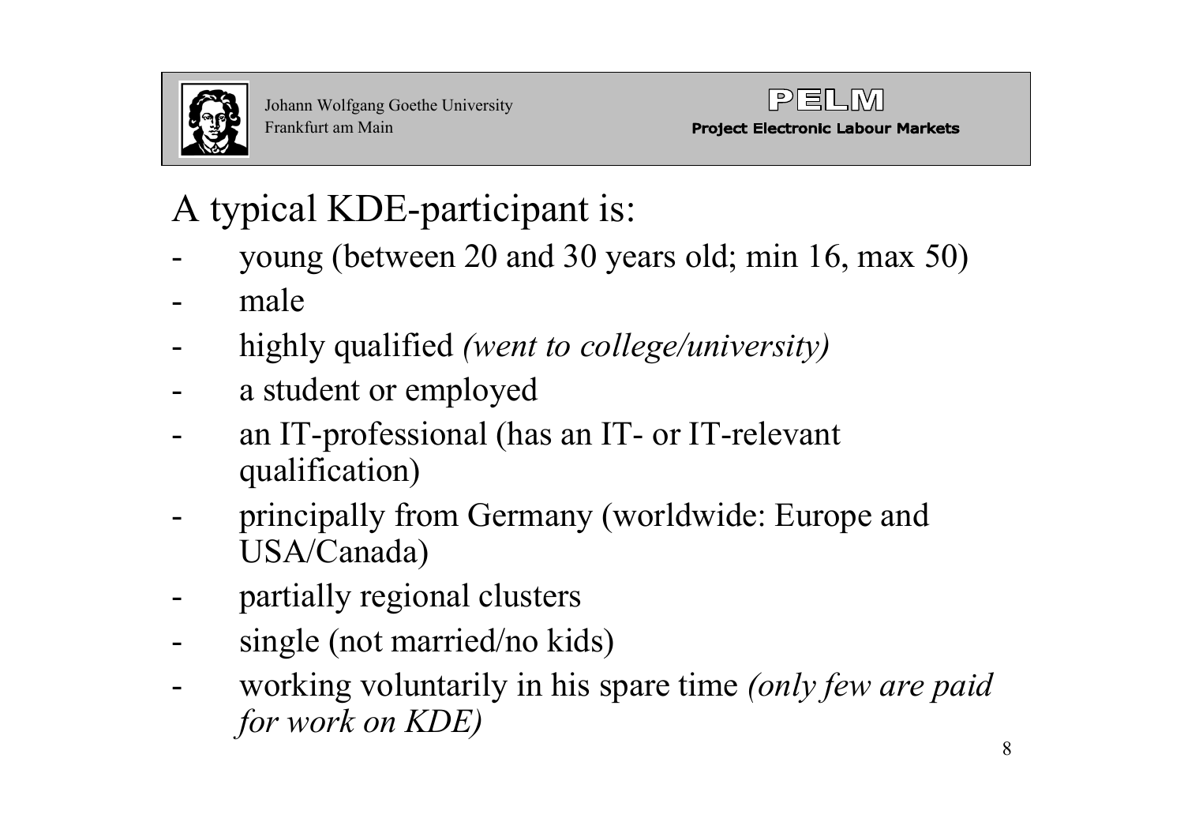# A typical KDE-participant is:

- young (between 20 and 30 years old; min 16, max 50)
- male
- highly qualified *(went to college/university)*
- a student or employed
- an IT-professional (has an IT- or IT-relevant qualification)
- principally from Germany (worldwide: Europe and USA/Canada)
- partially regional clusters
- single (not married/no kids)
- working voluntarily in his spare time *(only few are paid for work on KDE)*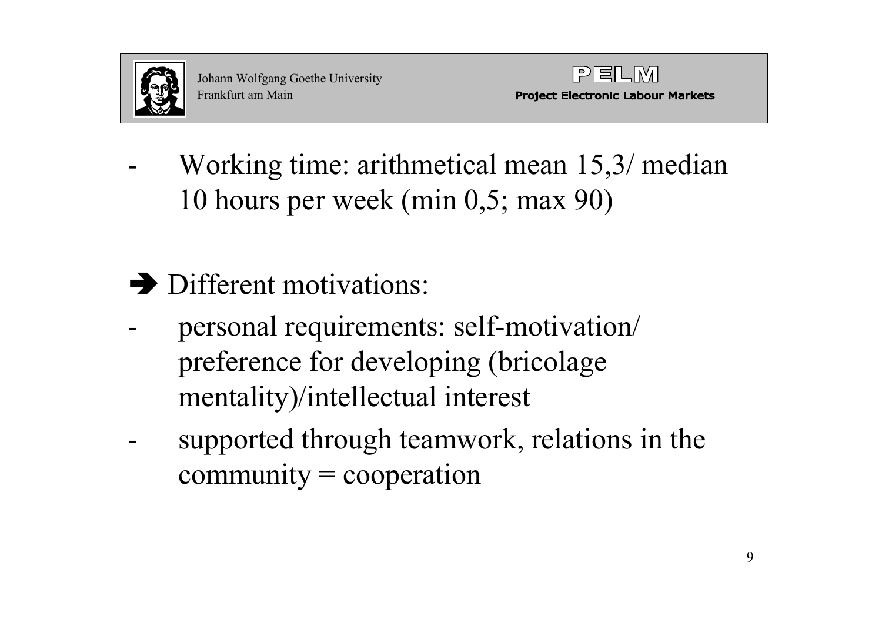- Working time: arithmetical mean 15,3/ median 10 hours per week (min 0,5; max 90)

➔ Different motivations:

- personal requirements: self-motivation/ preference for developing (bricolage mentality)/intellectual interest
- supported through teamwork, relations in the community = cooperation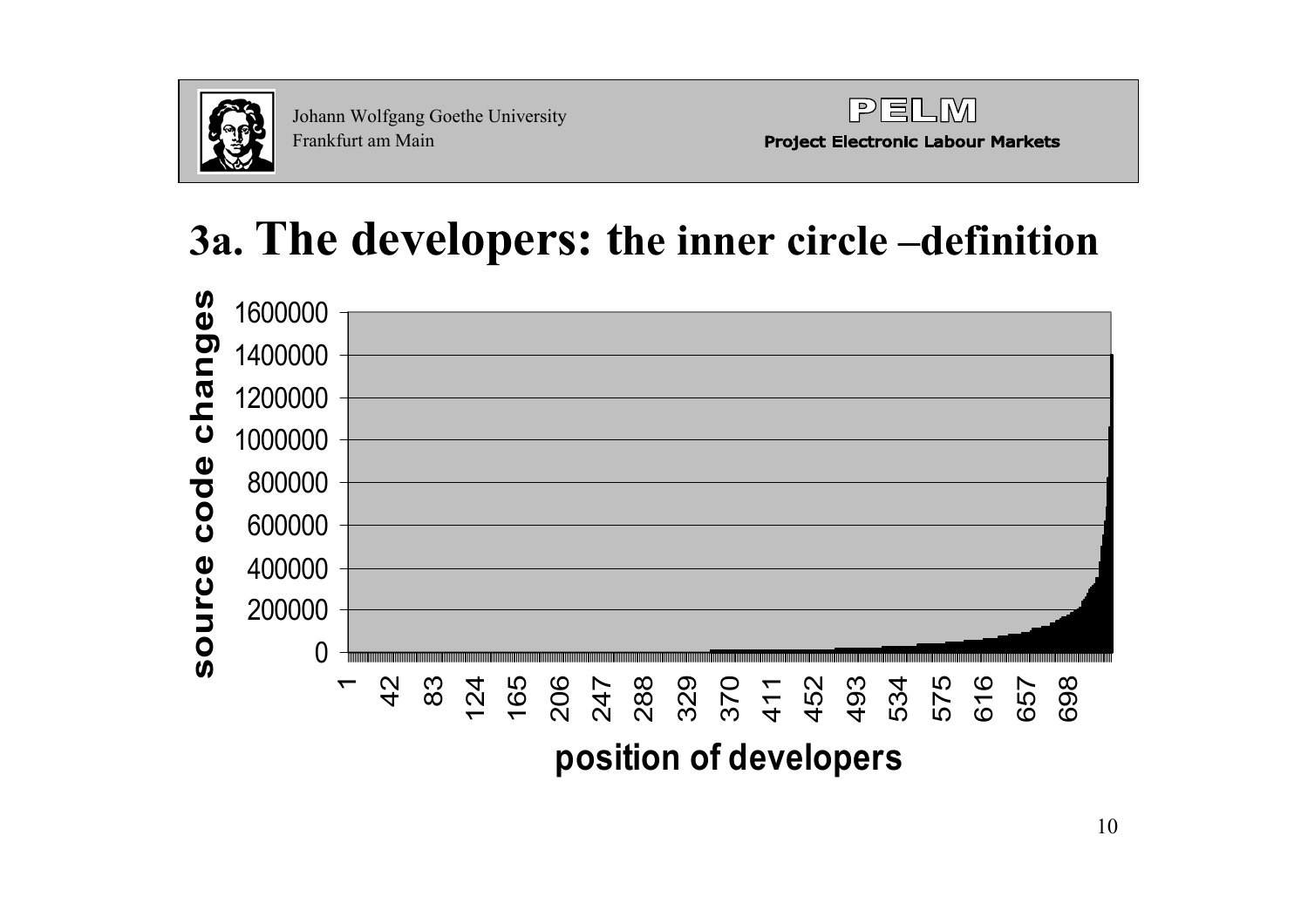# 3a. The developers: the inner circle –definition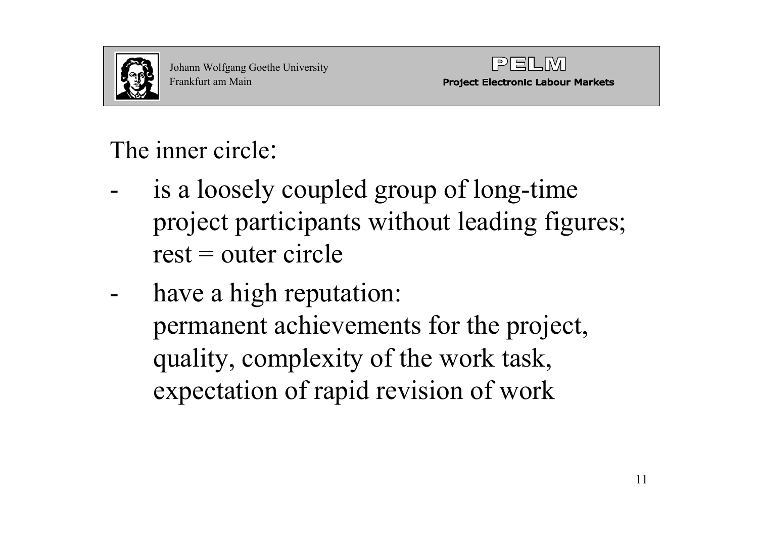The inner circle:

- is a loosely coupled group of long-time project participants without leading figures; rest = outer circle
- have a high reputation: permanent achievements for the project, quality, complexity of the work task, expectation of rapid revision of work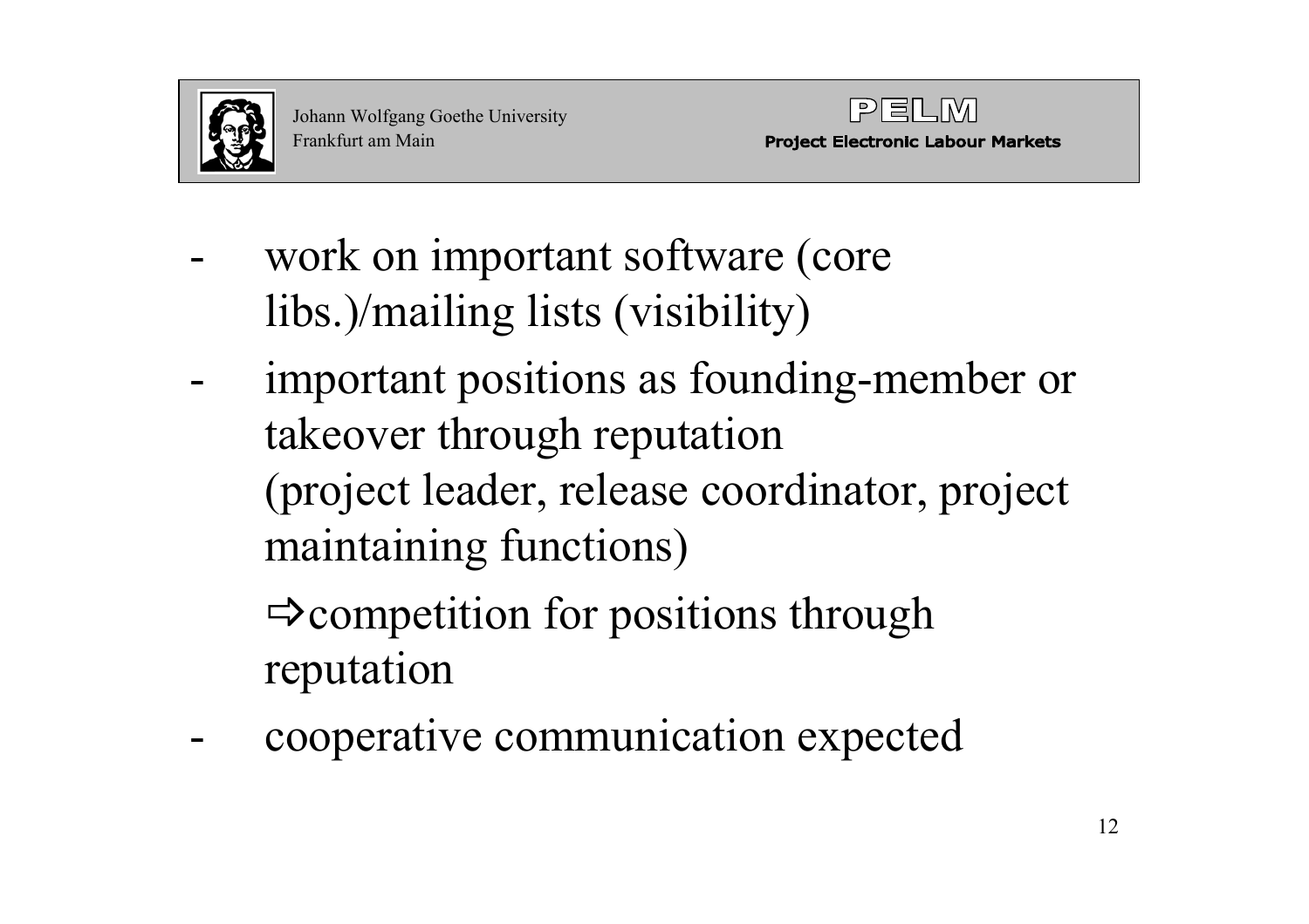- work on important software (core libs.)/mailing lists (visibility)
- important positions as founding-member or takeover through reputation (project leader, release coordinator, project maintaining functions)

  ⇨competition for positions through reputation
- cooperative communication expected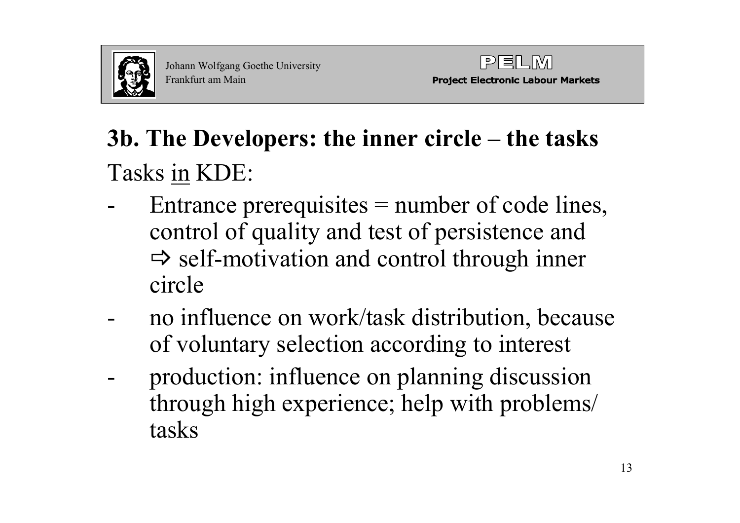## 3b. The Developers: the inner circle – the tasks

Tasks <u>in</u> KDE:

- Entrance prerequisites = number of code lines, control of quality and test of persistence and ⇨ self-motivation and control through inner circle
- no influence on work/task distribution, because of voluntary selection according to interest
- production: influence on planning discussion through high experience; help with problems/ tasks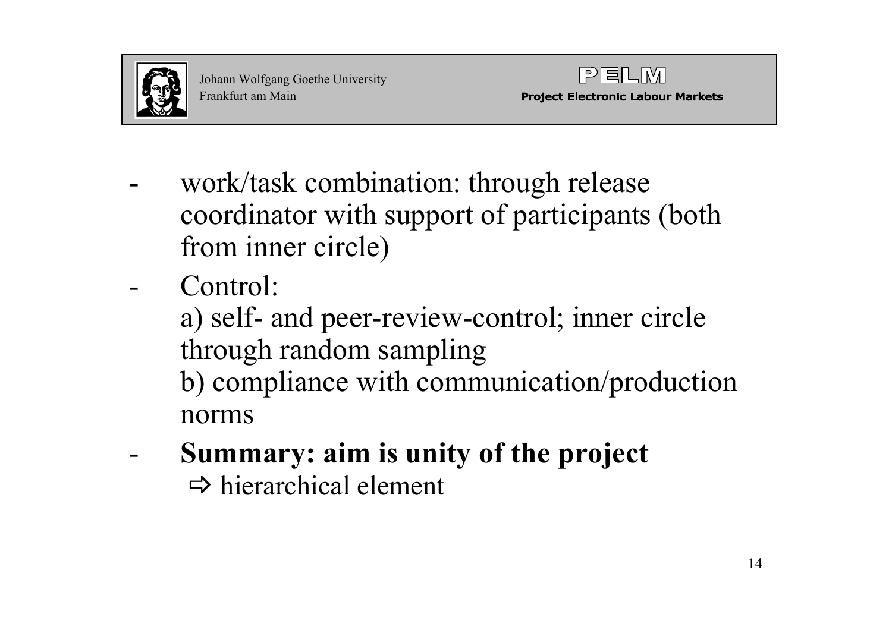- work/task combination: through release coordinator with support of participants (both from inner circle)
- Control:
  a) self- and peer-review-control; inner circle through random sampling
  b) compliance with communication/production norms
- **Summary: aim is unity of the project**
  ⇨ hierarchical element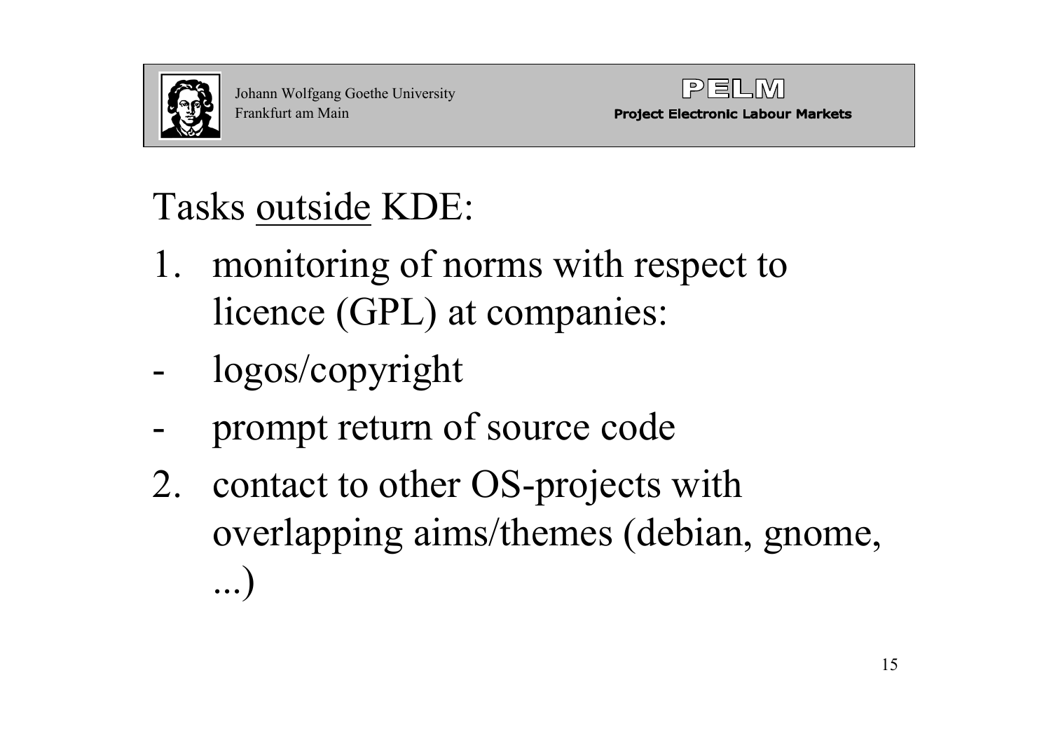# Tasks <u>outside</u> KDE:

1. monitoring of norms with respect to licence (GPL) at companies:
   - logos/copyright
   - prompt return of source code
2. contact to other OS-projects with overlapping aims/themes (debian, gnome, ...)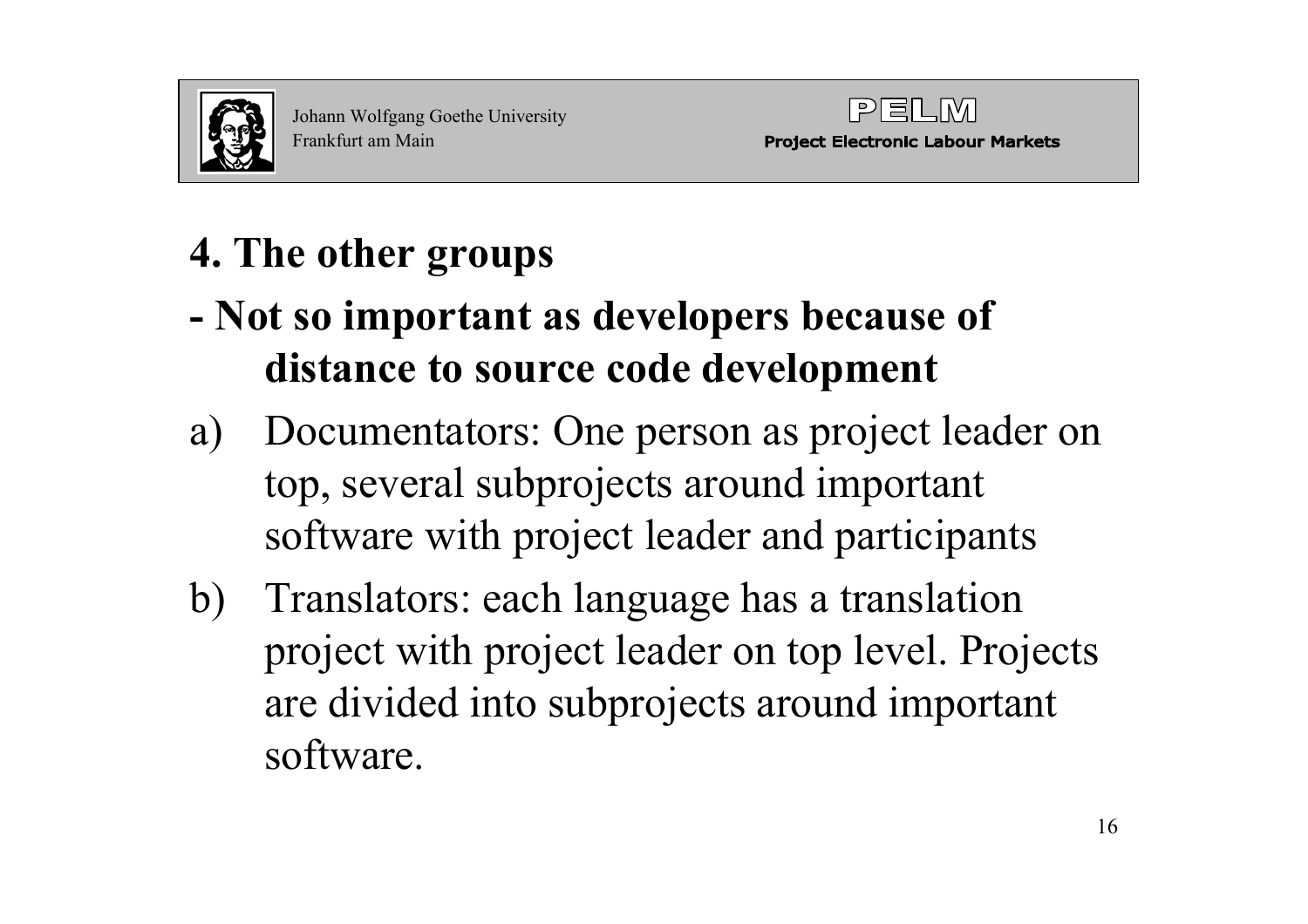# 4. The other groups

## - Not so important as developers because of distance to source code development

a) Documentators: One person as project leader on top, several subprojects around important software with project leader and participants

b) Translators: each language has a translation project with project leader on top level. Projects are divided into subprojects around important software.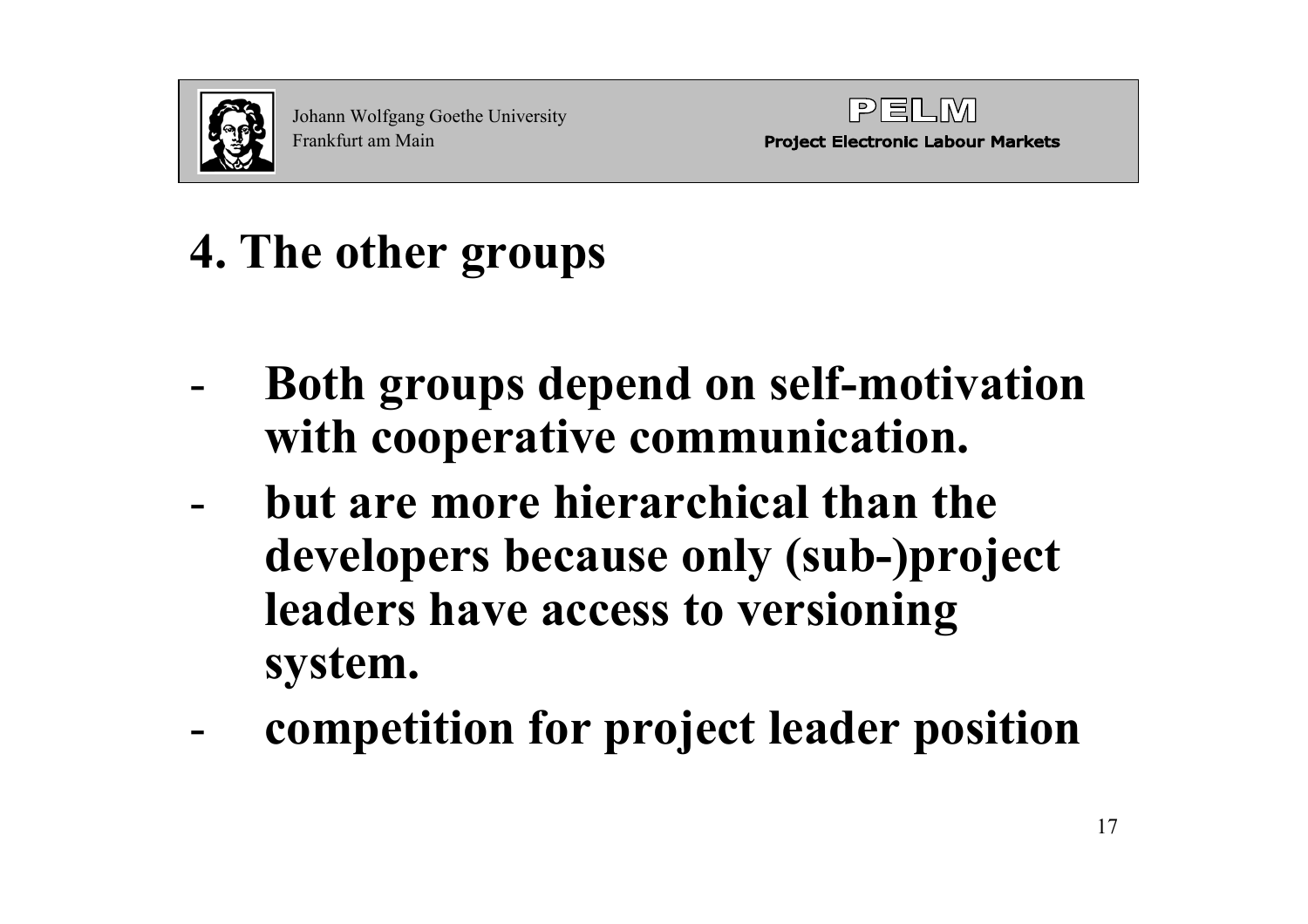# 4. The other groups

- **Both groups depend on self-motivation with cooperative communication.**
- **but are more hierarchical than the developers because only (sub-)project leaders have access to versioning system.**
- **competition for project leader position**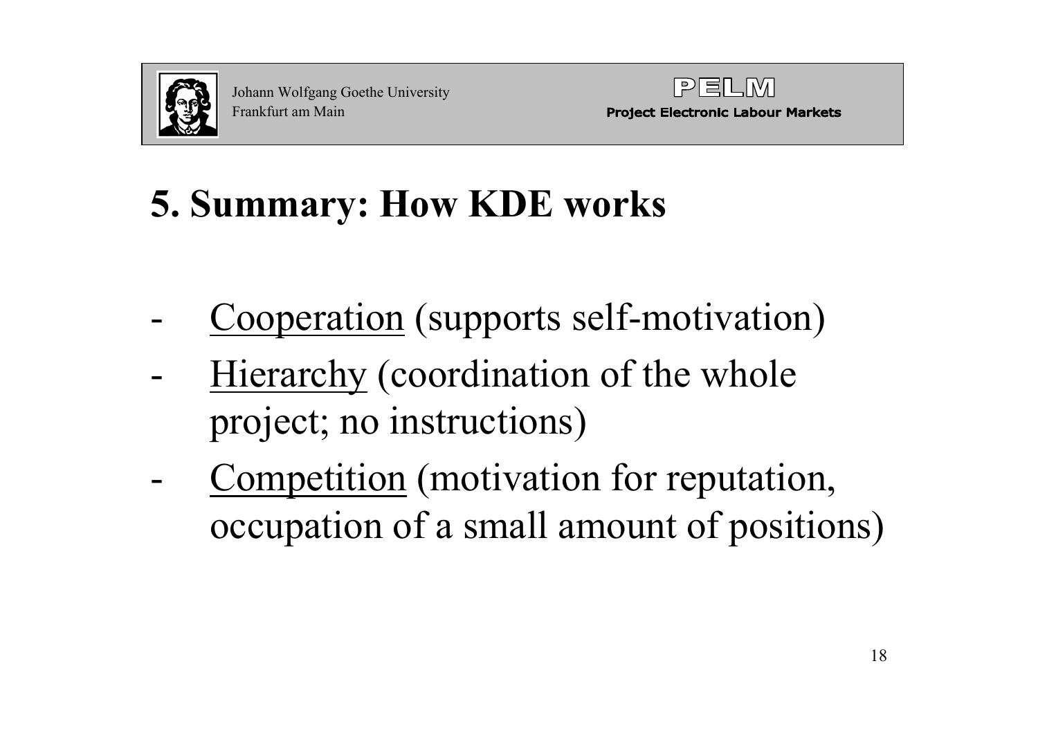## 5. Summary: How KDE works

- <u>Cooperation</u> (supports self-motivation)
- <u>Hierarchy</u> (coordination of the whole project; no instructions)
- <u>Competition</u> (motivation for reputation, occupation of a small amount of positions)